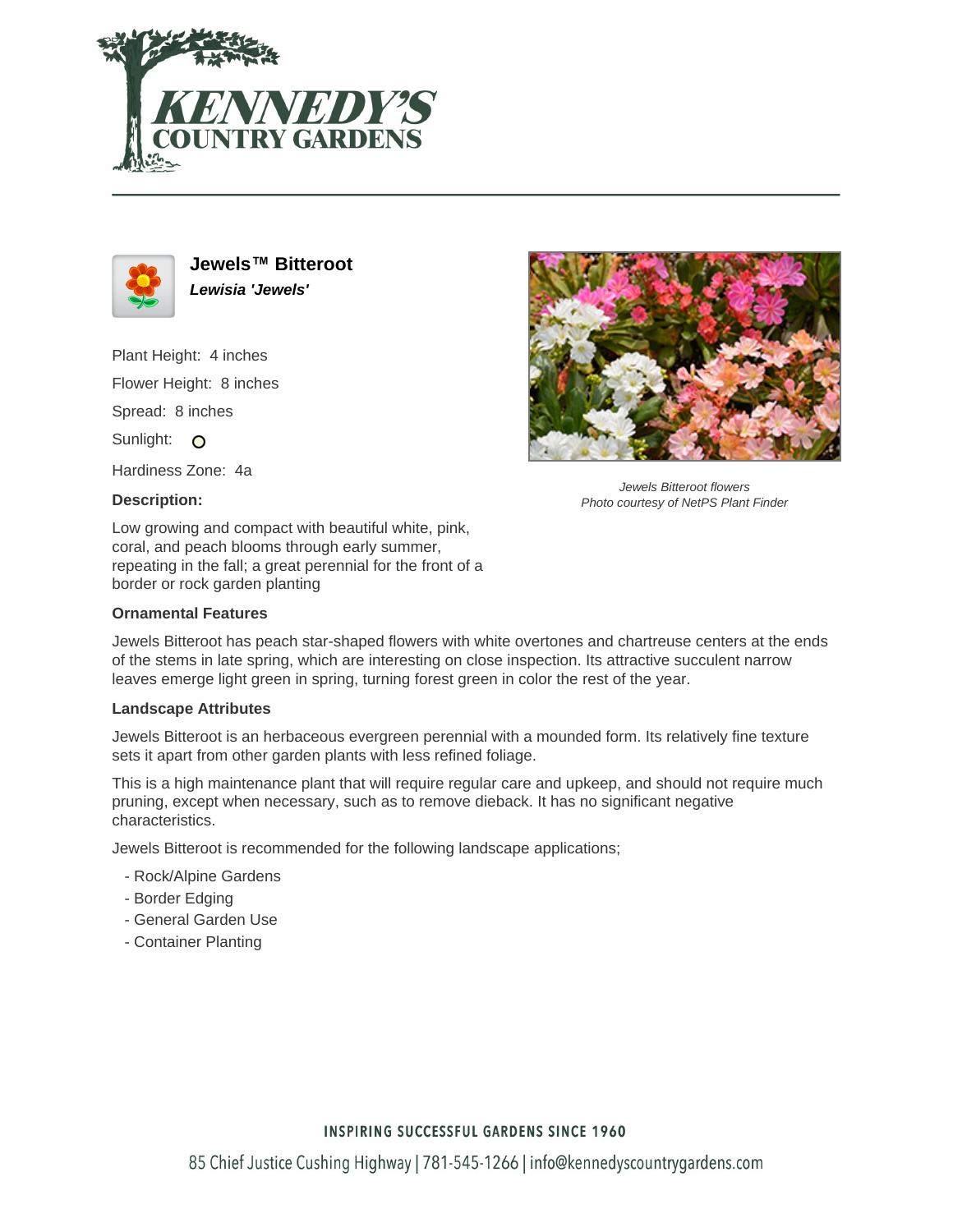# Jewels™ Bitteroot

***Lewisia 'Jewels'***

Plant Height: 4 inches

Flower Height: 8 inches

Spread: 8 inches

Sunlight:

Hardiness Zone: 4a

*Jewels Bitteroot flowers*
*Photo courtesy of NetPS Plant Finder*

**Description:**

Low growing and compact with beautiful white, pink, coral, and peach blooms through early summer, repeating in the fall; a great perennial for the front of a border or rock garden planting

### Ornamental Features

Jewels Bitteroot has peach star-shaped flowers with white overtones and chartreuse centers at the ends of the stems in late spring, which are interesting on close inspection. Its attractive succulent narrow leaves emerge light green in spring, turning forest green in color the rest of the year.

### Landscape Attributes

Jewels Bitteroot is an herbaceous evergreen perennial with a mounded form. Its relatively fine texture sets it apart from other garden plants with less refined foliage.

This is a high maintenance plant that will require regular care and upkeep, and should not require much pruning, except when necessary, such as to remove dieback. It has no significant negative characteristics.

Jewels Bitteroot is recommended for the following landscape applications;

- Rock/Alpine Gardens
- Border Edging
- General Garden Use
- Container Planting

**INSPIRING SUCCESSFUL GARDENS SINCE 1960**

85 Chief Justice Cushing Highway | 781-545-1266 | info@kennedyscountrygardens.com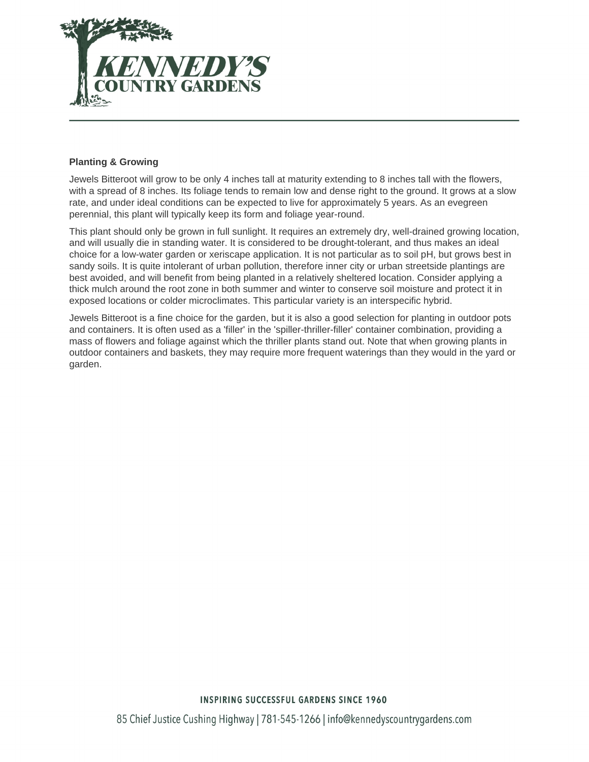**Planting & Growing**

Jewels Bitteroot will grow to be only 4 inches tall at maturity extending to 8 inches tall with the flowers, with a spread of 8 inches. Its foliage tends to remain low and dense right to the ground. It grows at a slow rate, and under ideal conditions can be expected to live for approximately 5 years. As an evegreen perennial, this plant will typically keep its form and foliage year-round.

This plant should only be grown in full sunlight. It requires an extremely dry, well-drained growing location, and will usually die in standing water. It is considered to be drought-tolerant, and thus makes an ideal choice for a low-water garden or xeriscape application. It is not particular as to soil pH, but grows best in sandy soils. It is quite intolerant of urban pollution, therefore inner city or urban streetside plantings are best avoided, and will benefit from being planted in a relatively sheltered location. Consider applying a thick mulch around the root zone in both summer and winter to conserve soil moisture and protect it in exposed locations or colder microclimates. This particular variety is an interspecific hybrid.

Jewels Bitteroot is a fine choice for the garden, but it is also a good selection for planting in outdoor pots and containers. It is often used as a 'filler' in the 'spiller-thriller-filler' container combination, providing a mass of flowers and foliage against which the thriller plants stand out. Note that when growing plants in outdoor containers and baskets, they may require more frequent waterings than they would in the yard or garden.